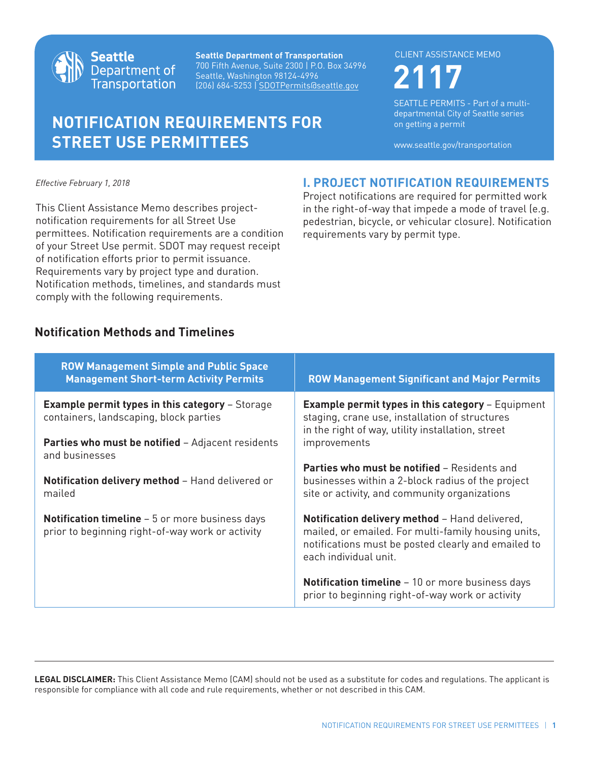Seattle Department of Transportation

**Seattle Department of Transportation**
700 Fifth Avenue, Suite 2300 | P.O. Box 34996
Seattle, Washington 98124-4996
(206) 684-5253 | SDOTPermits@seattle.gov

CLIENT ASSISTANCE MEMO

# 2117

SEATTLE PERMITS - Part of a multi-departmental City of Seattle series on getting a permit

www.seattle.gov/transportation

# NOTIFICATION REQUIREMENTS FOR STREET USE PERMITTEES

*Effective February 1, 2018*

This Client Assistance Memo describes project-notification requirements for all Street Use permittees. Notification requirements are a condition of your Street Use permit. SDOT may request receipt of notification efforts prior to permit issuance. Requirements vary by project type and duration. Notification methods, timelines, and standards must comply with the following requirements.

## I. PROJECT NOTIFICATION REQUIREMENTS

Project notifications are required for permitted work in the right-of-way that impede a mode of travel (e.g. pedestrian, bicycle, or vehicular closure). Notification requirements vary by permit type.

### Notification Methods and Timelines

| ROW Management Simple and Public Space Management Short-term Activity Permits | ROW Management Significant and Major Permits |
|---|---|
| **Example permit types in this category** – Storage containers, landscaping, block parties | **Example permit types in this category** – Equipment staging, crane use, installation of structures in the right of way, utility installation, street improvements |
| **Parties who must be notified** – Adjacent residents and businesses | **Parties who must be notified** – Residents and businesses within a 2-block radius of the project site or activity, and community organizations |
| **Notification delivery method** – Hand delivered or mailed | **Notification delivery method** – Hand delivered, mailed, or emailed. For multi-family housing units, notifications must be posted clearly and emailed to each individual unit. |
| **Notification timeline** – 5 or more business days prior to beginning right-of-way work or activity | **Notification timeline** – 10 or more business days prior to beginning right-of-way work or activity |

**LEGAL DISCLAIMER:** This Client Assistance Memo (CAM) should not be used as a substitute for codes and regulations. The applicant is responsible for compliance with all code and rule requirements, whether or not described in this CAM.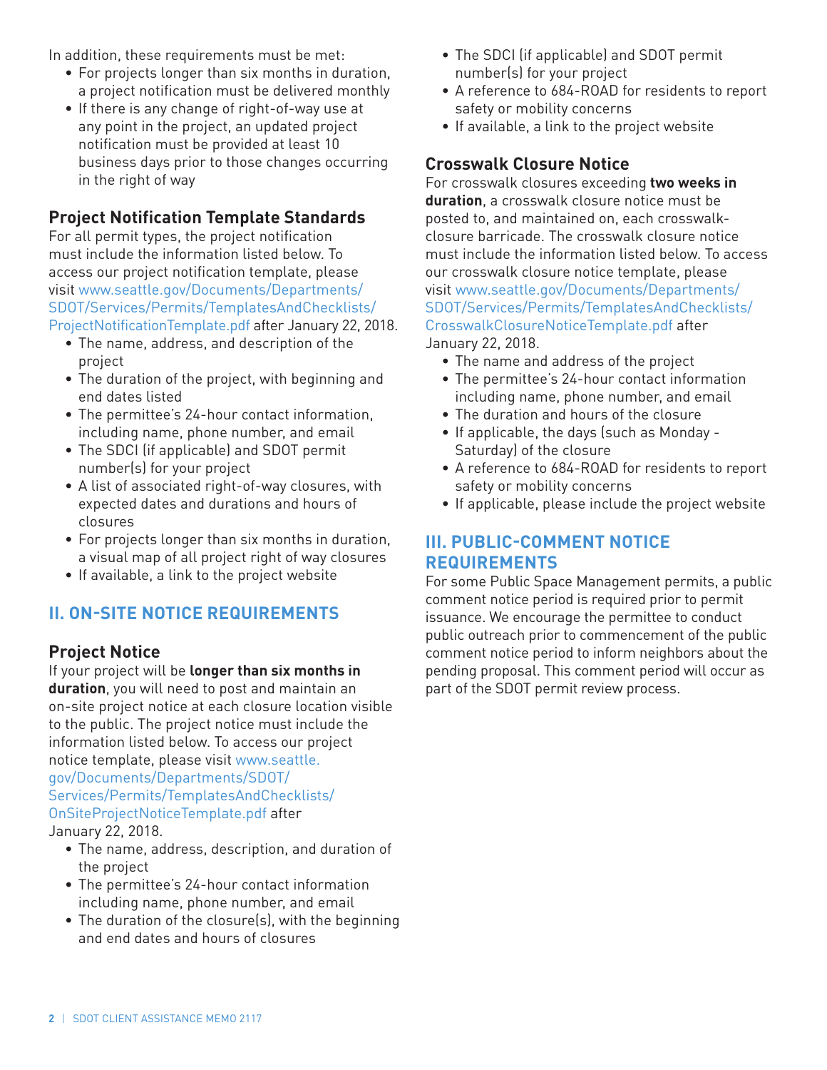In addition, these requirements must be met:

- For projects longer than six months in duration, a project notification must be delivered monthly
- If there is any change of right-of-way use at any point in the project, an updated project notification must be provided at least 10 business days prior to those changes occurring in the right of way

### Project Notification Template Standards

For all permit types, the project notification must include the information listed below. To access our project notification template, please visit www.seattle.gov/Documents/Departments/SDOT/Services/Permits/TemplatesAndChecklists/ProjectNotificationTemplate.pdf after January 22, 2018.

- The name, address, and description of the project
- The duration of the project, with beginning and end dates listed
- The permittee's 24-hour contact information, including name, phone number, and email
- The SDCI (if applicable) and SDOT permit number(s) for your project
- A list of associated right-of-way closures, with expected dates and durations and hours of closures
- For projects longer than six months in duration, a visual map of all project right of way closures
- If available, a link to the project website

## II. ON-SITE NOTICE REQUIREMENTS

### Project Notice

If your project will be **longer than six months in duration**, you will need to post and maintain an on-site project notice at each closure location visible to the public. The project notice must include the information listed below. To access our project notice template, please visit www.seattle.gov/Documents/Departments/SDOT/Services/Permits/TemplatesAndChecklists/OnSiteProjectNoticeTemplate.pdf after January 22, 2018.

- The name, address, description, and duration of the project
- The permittee's 24-hour contact information including name, phone number, and email
- The duration of the closure(s), with the beginning and end dates and hours of closures
- The SDCI (if applicable) and SDOT permit number(s) for your project
- A reference to 684-ROAD for residents to report safety or mobility concerns
- If available, a link to the project website

### Crosswalk Closure Notice

For crosswalk closures exceeding **two weeks in duration**, a crosswalk closure notice must be posted to, and maintained on, each crosswalk-closure barricade. The crosswalk closure notice must include the information listed below. To access our crosswalk closure notice template, please visit www.seattle.gov/Documents/Departments/SDOT/Services/Permits/TemplatesAndChecklists/CrosswalkClosureNoticeTemplate.pdf after January 22, 2018.

- The name and address of the project
- The permittee's 24-hour contact information including name, phone number, and email
- The duration and hours of the closure
- If applicable, the days (such as Monday - Saturday) of the closure
- A reference to 684-ROAD for residents to report safety or mobility concerns
- If applicable, please include the project website

## III. PUBLIC-COMMENT NOTICE REQUIREMENTS

For some Public Space Management permits, a public comment notice period is required prior to permit issuance. We encourage the permittee to conduct public outreach prior to commencement of the public comment notice period to inform neighbors about the pending proposal. This comment period will occur as part of the SDOT permit review process.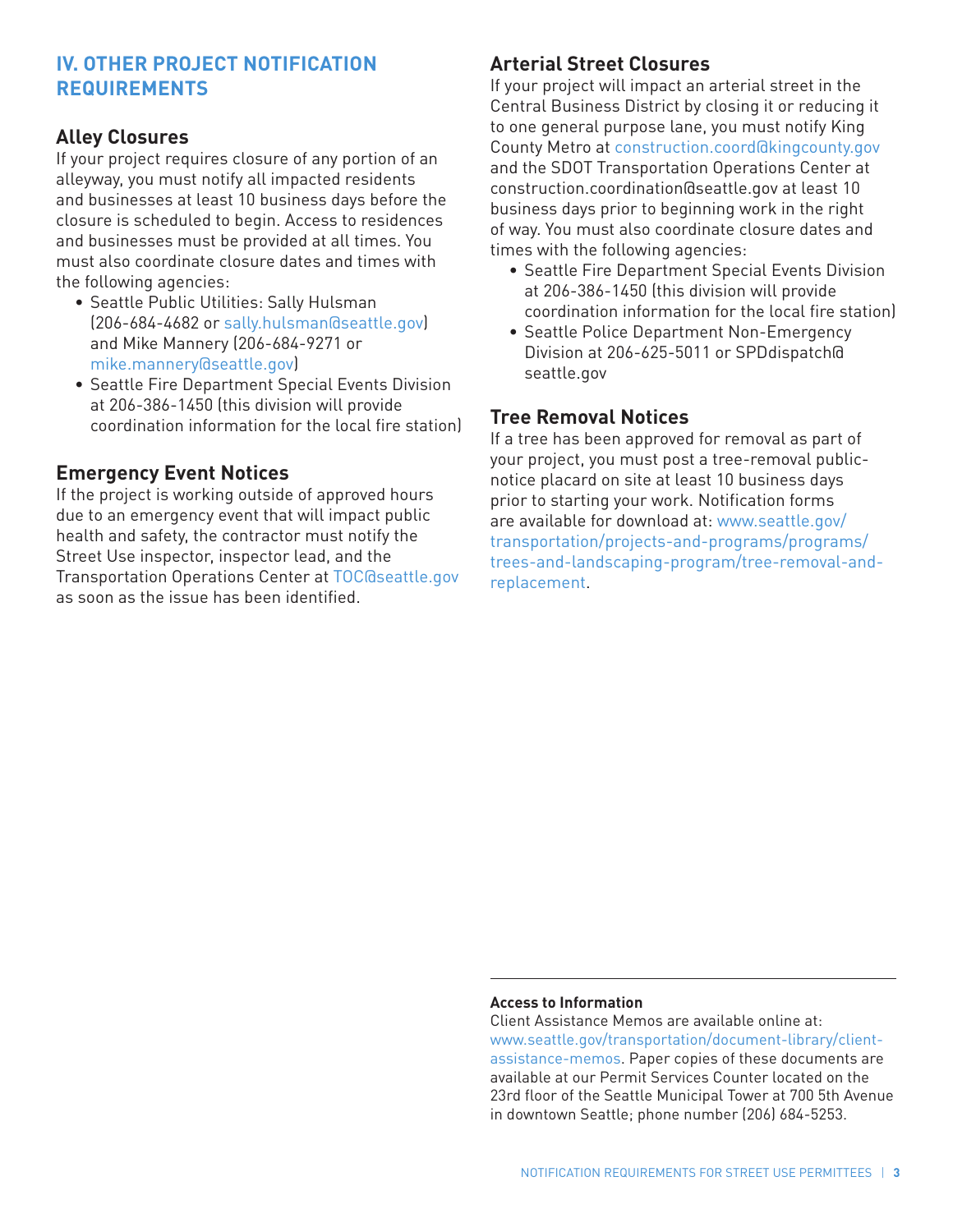## IV. OTHER PROJECT NOTIFICATION REQUIREMENTS

### Alley Closures

If your project requires closure of any portion of an alleyway, you must notify all impacted residents and businesses at least 10 business days before the closure is scheduled to begin. Access to residences and businesses must be provided at all times. You must also coordinate closure dates and times with the following agencies:

- Seattle Public Utilities: Sally Hulsman (206-684-4682 or sally.hulsman@seattle.gov) and Mike Mannery (206-684-9271 or mike.mannery@seattle.gov)
- Seattle Fire Department Special Events Division at 206-386-1450 (this division will provide coordination information for the local fire station)

### Emergency Event Notices

If the project is working outside of approved hours due to an emergency event that will impact public health and safety, the contractor must notify the Street Use inspector, inspector lead, and the Transportation Operations Center at TOC@seattle.gov as soon as the issue has been identified.

### Arterial Street Closures

If your project will impact an arterial street in the Central Business District by closing it or reducing it to one general purpose lane, you must notify King County Metro at construction.coord@kingcounty.gov and the SDOT Transportation Operations Center at construction.coordination@seattle.gov at least 10 business days prior to beginning work in the right of way. You must also coordinate closure dates and times with the following agencies:

- Seattle Fire Department Special Events Division at 206-386-1450 (this division will provide coordination information for the local fire station)
- Seattle Police Department Non-Emergency Division at 206-625-5011 or SPDdispatch@seattle.gov

### Tree Removal Notices

If a tree has been approved for removal as part of your project, you must post a tree-removal public-notice placard on site at least 10 business days prior to starting your work. Notification forms are available for download at: www.seattle.gov/transportation/projects-and-programs/programs/trees-and-landscaping-program/tree-removal-and-replacement.

**Access to Information**

Client Assistance Memos are available online at: www.seattle.gov/transportation/document-library/client-assistance-memos. Paper copies of these documents are available at our Permit Services Counter located on the 23rd floor of the Seattle Municipal Tower at 700 5th Avenue in downtown Seattle; phone number (206) 684-5253.